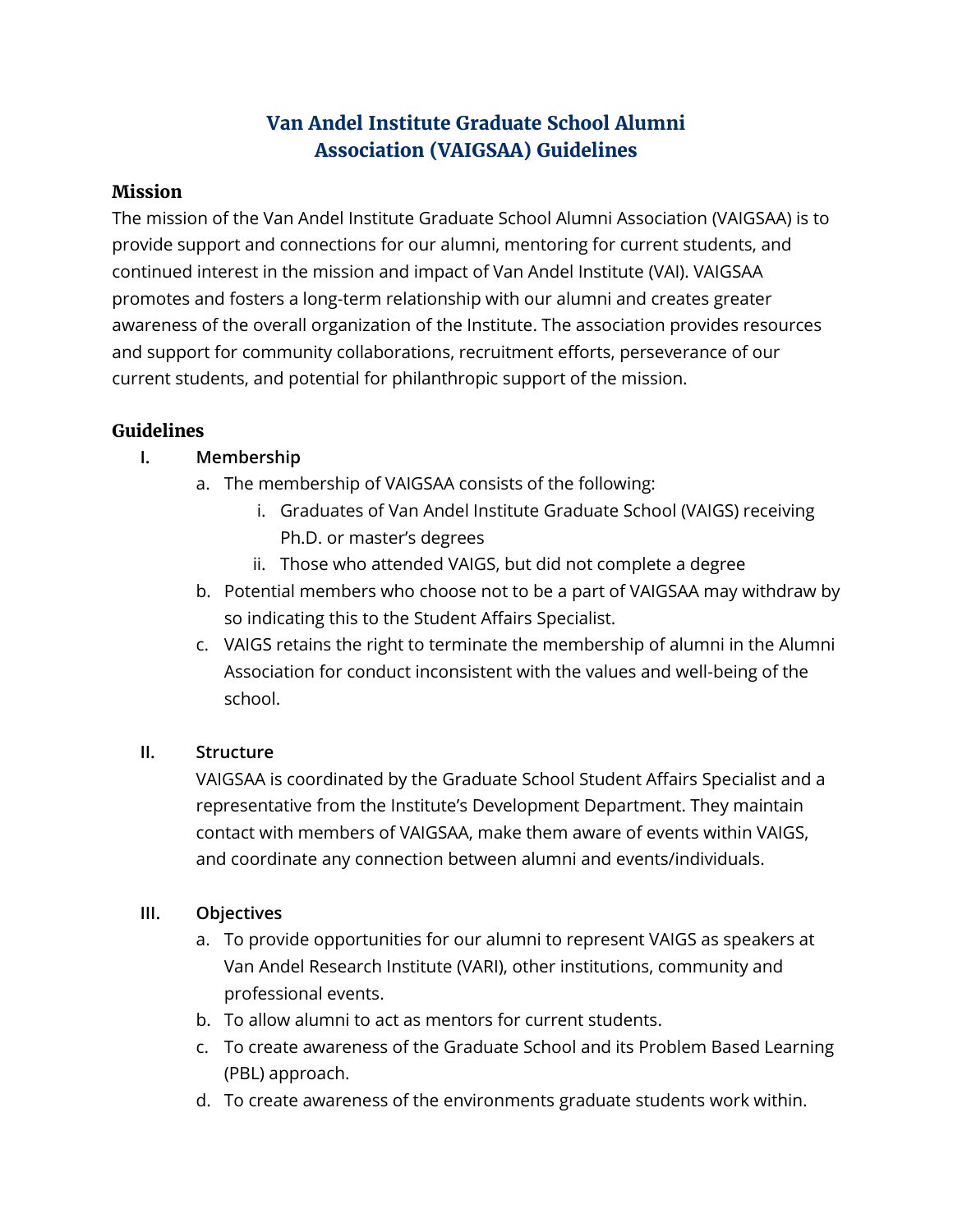# Van Andel Institute Graduate School Alumni Association (VAIGSAA) Guidelines

## Mission

The mission of the Van Andel Institute Graduate School Alumni Association (VAIGSAA) is to provide support and connections for our alumni, mentoring for current students, and continued interest in the mission and impact of Van Andel Institute (VAI). VAIGSAA promotes and fosters a long-term relationship with our alumni and creates greater awareness of the overall organization of the Institute. The association provides resources and support for community collaborations, recruitment efforts, perseverance of our current students, and potential for philanthropic support of the mission.

## Guidelines

I. **Membership**

  a. The membership of VAIGSAA consists of the following:

    i. Graduates of Van Andel Institute Graduate School (VAIGS) receiving Ph.D. or master's degrees

    ii. Those who attended VAIGS, but did not complete a degree

  b. Potential members who choose not to be a part of VAIGSAA may withdraw by so indicating this to the Student Affairs Specialist.

  c. VAIGS retains the right to terminate the membership of alumni in the Alumni Association for conduct inconsistent with the values and well-being of the school.

II. **Structure**

VAIGSAA is coordinated by the Graduate School Student Affairs Specialist and a representative from the Institute's Development Department. They maintain contact with members of VAIGSAA, make them aware of events within VAIGS, and coordinate any connection between alumni and events/individuals.

III. **Objectives**

  a. To provide opportunities for our alumni to represent VAIGS as speakers at Van Andel Research Institute (VARI), other institutions, community and professional events.

  b. To allow alumni to act as mentors for current students.

  c. To create awareness of the Graduate School and its Problem Based Learning (PBL) approach.

  d. To create awareness of the environments graduate students work within.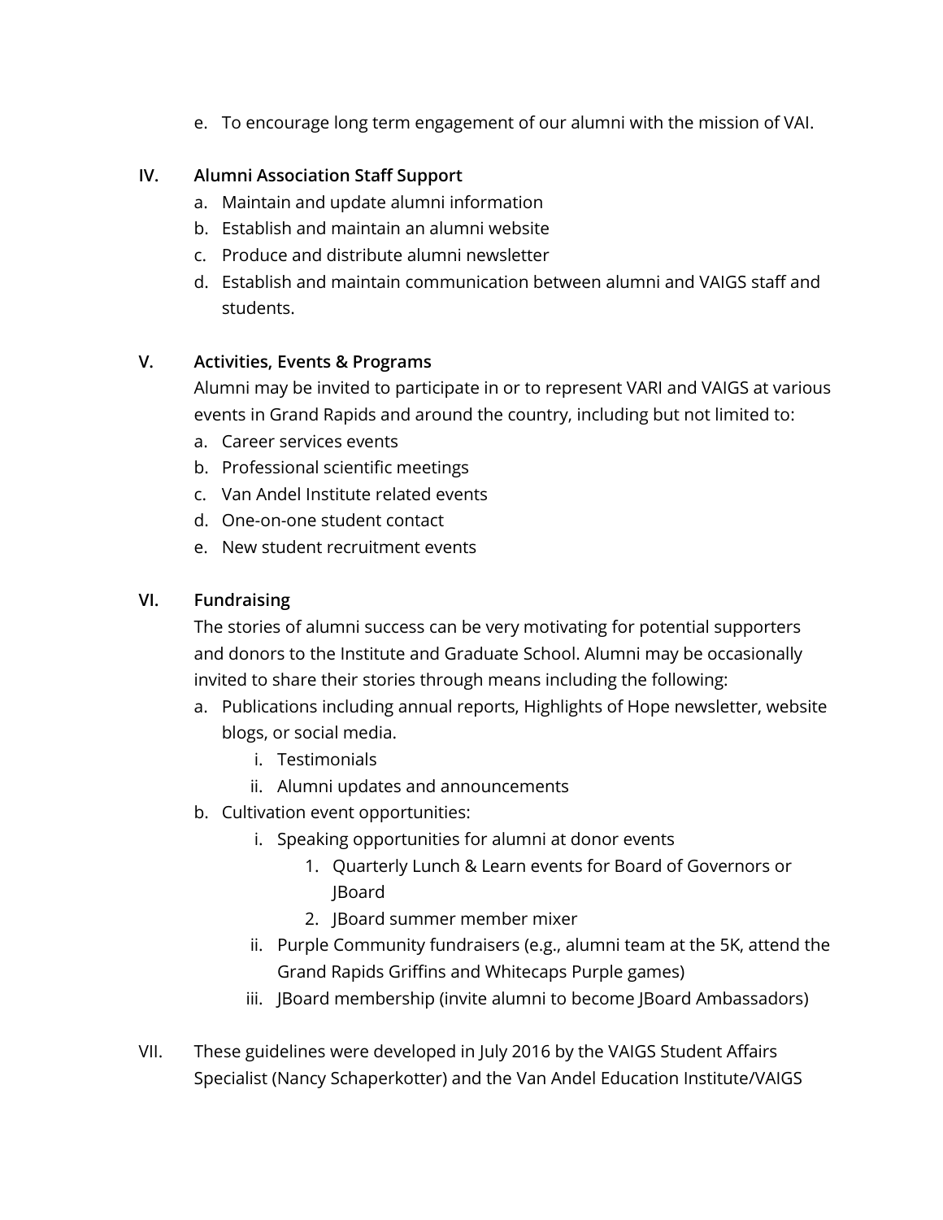e. To encourage long term engagement of our alumni with the mission of VAI.

**IV. Alumni Association Staff Support**

a. Maintain and update alumni information
b. Establish and maintain an alumni website
c. Produce and distribute alumni newsletter
d. Establish and maintain communication between alumni and VAIGS staff and students.

**V. Activities, Events & Programs**

Alumni may be invited to participate in or to represent VARI and VAIGS at various events in Grand Rapids and around the country, including but not limited to:

a. Career services events
b. Professional scientific meetings
c. Van Andel Institute related events
d. One-on-one student contact
e. New student recruitment events

**VI. Fundraising**

The stories of alumni success can be very motivating for potential supporters and donors to the Institute and Graduate School. Alumni may be occasionally invited to share their stories through means including the following:

a. Publications including annual reports, Highlights of Hope newsletter, website blogs, or social media.
    i. Testimonials
    ii. Alumni updates and announcements
b. Cultivation event opportunities:
    i. Speaking opportunities for alumni at donor events
        1. Quarterly Lunch & Learn events for Board of Governors or JBoard
        2. JBoard summer member mixer
    ii. Purple Community fundraisers (e.g., alumni team at the 5K, attend the Grand Rapids Griffins and Whitecaps Purple games)
    iii. JBoard membership (invite alumni to become JBoard Ambassadors)

VII. These guidelines were developed in July 2016 by the VAIGS Student Affairs Specialist (Nancy Schaperkotter) and the Van Andel Education Institute/VAIGS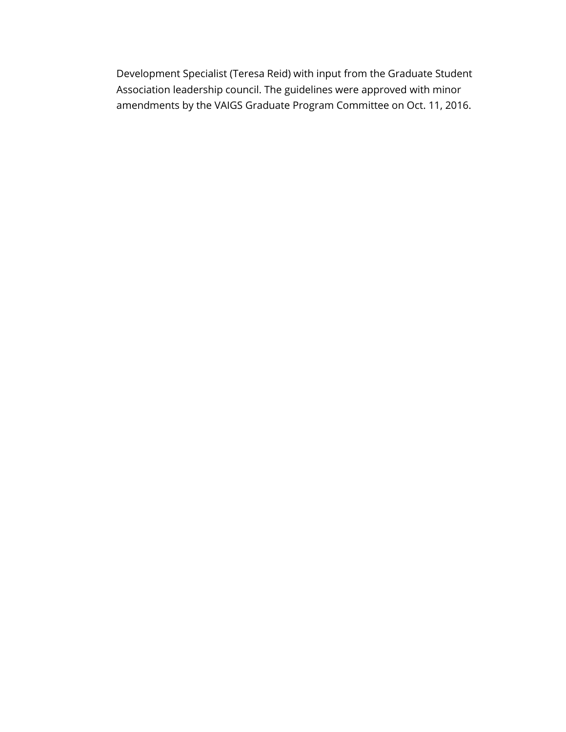Development Specialist (Teresa Reid) with input from the Graduate Student Association leadership council. The guidelines were approved with minor amendments by the VAIGS Graduate Program Committee on Oct. 11, 2016.